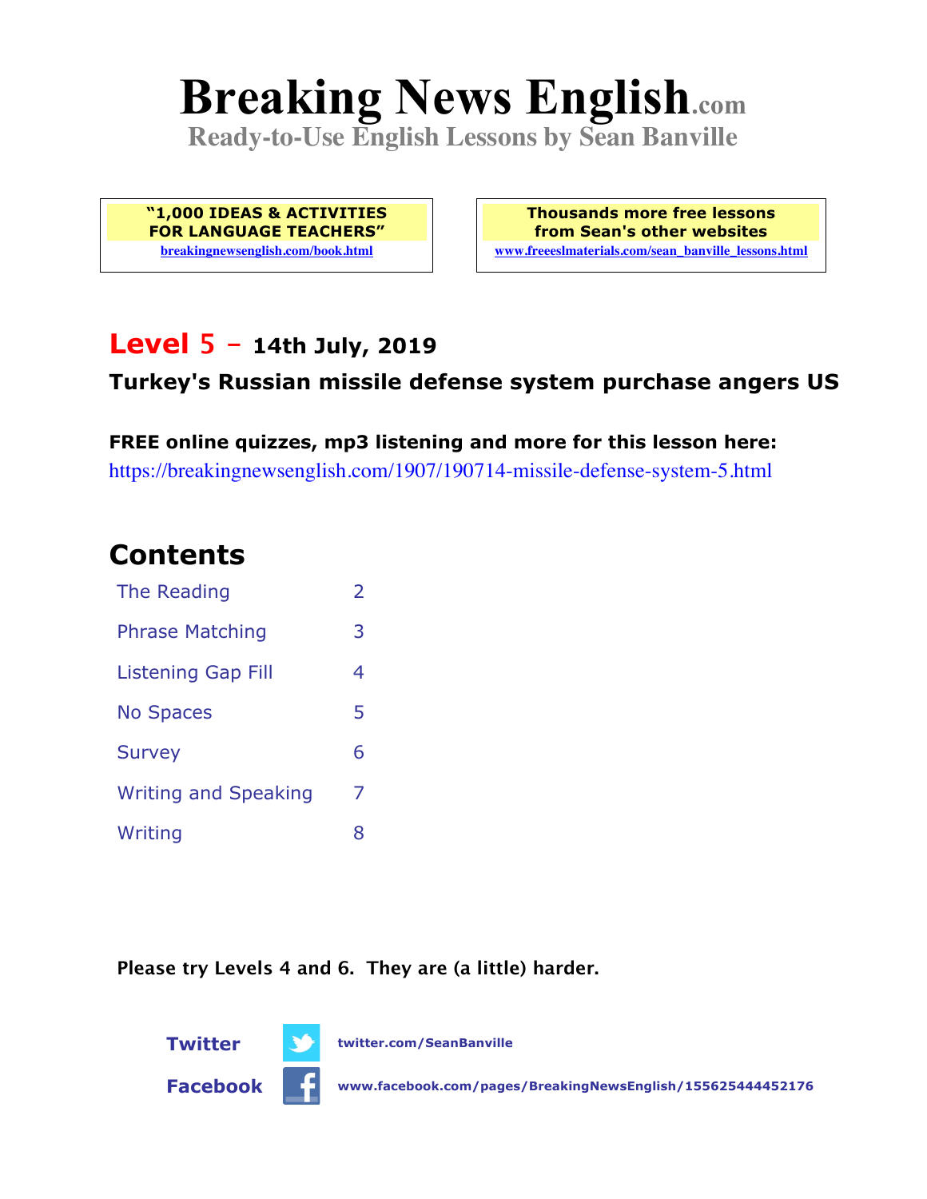# Breaking News English.com

**Ready-to-Use English Lessons by Sean Banville**

**"1,000 IDEAS & ACTIVITIES FOR LANGUAGE TEACHERS"**
breakingnewsenglish.com/book.html

**Thousands more free lessons from Sean's other websites**
www.freeeslmaterials.com/sean_banville_lessons.html

## Level 5 - 14th July, 2019

### Turkey's Russian missile defense system purchase angers US

**FREE online quizzes, mp3 listening and more for this lesson here:**
https://breakingnewsenglish.com/1907/190714-missile-defense-system-5.html

## Contents

| | |
|---|---|
| The Reading | 2 |
| Phrase Matching | 3 |
| Listening Gap Fill | 4 |
| No Spaces | 5 |
| Survey | 6 |
| Writing and Speaking | 7 |
| Writing | 8 |

**Please try Levels 4 and 6. They are (a little) harder.**

**Twitter** twitter.com/SeanBanville

**Facebook** www.facebook.com/pages/BreakingNewsEnglish/155625444452176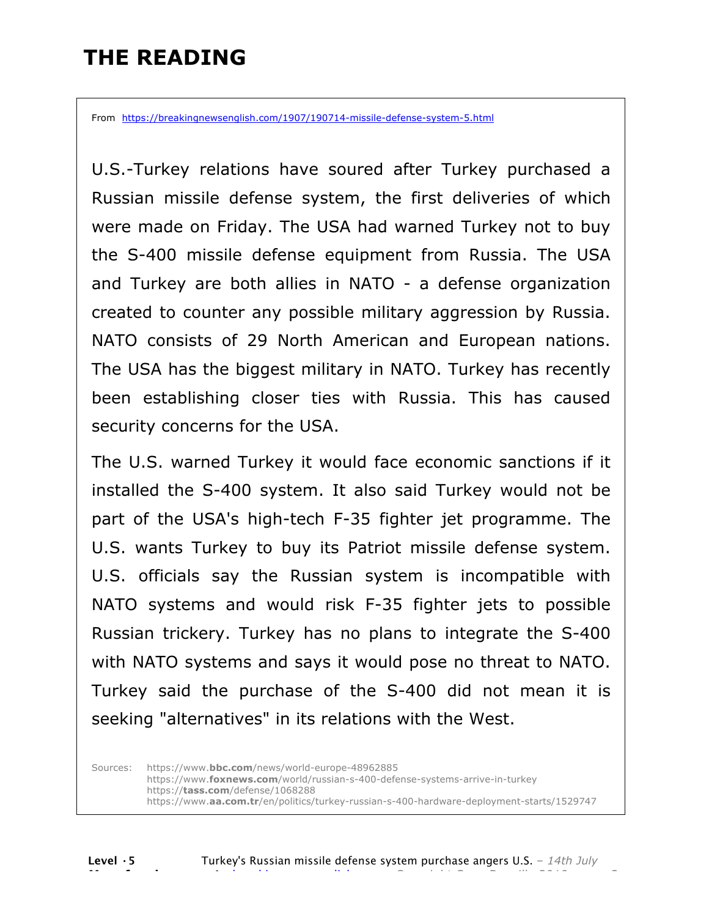# THE READING

From https://breakingnewsenglish.com/1907/190714-missile-defense-system-5.html

U.S.-Turkey relations have soured after Turkey purchased a Russian missile defense system, the first deliveries of which were made on Friday. The USA had warned Turkey not to buy the S-400 missile defense equipment from Russia. The USA and Turkey are both allies in NATO - a defense organization created to counter any possible military aggression by Russia. NATO consists of 29 North American and European nations. The USA has the biggest military in NATO. Turkey has recently been establishing closer ties with Russia. This has caused security concerns for the USA.

The U.S. warned Turkey it would face economic sanctions if it installed the S-400 system. It also said Turkey would not be part of the USA's high-tech F-35 fighter jet programme. The U.S. wants Turkey to buy its Patriot missile defense system. U.S. officials say the Russian system is incompatible with NATO systems and would risk F-35 fighter jets to possible Russian trickery. Turkey has no plans to integrate the S-400 with NATO systems and says it would pose no threat to NATO. Turkey said the purchase of the S-400 did not mean it is seeking "alternatives" in its relations with the West.

Sources:
https://www.bbc.com/news/world-europe-48962885
https://www.foxnews.com/world/russian-s-400-defense-systems-arrive-in-turkey
https://tass.com/defense/1068288
https://www.aa.com.tr/en/politics/turkey-russian-s-400-hardware-deployment-starts/1529747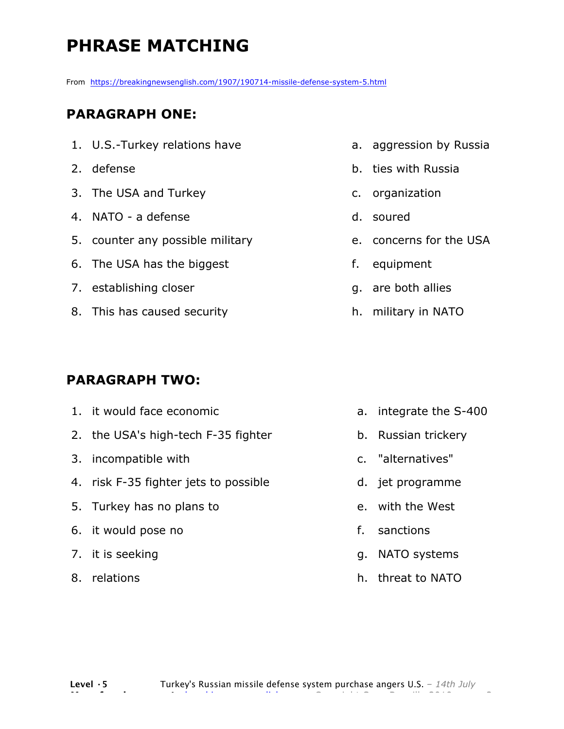# PHRASE MATCHING

From https://breakingnewsenglish.com/1907/190714-missile-defense-system-5.html

## PARAGRAPH ONE:

1. U.S.-Turkey relations have
2. defense
3. The USA and Turkey
4. NATO - a defense
5. counter any possible military
6. The USA has the biggest
7. establishing closer
8. This has caused security

a. aggression by Russia
b. ties with Russia
c. organization
d. soured
e. concerns for the USA
f. equipment
g. are both allies
h. military in NATO

## PARAGRAPH TWO:

1. it would face economic
2. the USA's high-tech F-35 fighter
3. incompatible with
4. risk F-35 fighter jets to possible
5. Turkey has no plans to
6. it would pose no
7. it is seeking
8. relations

a. integrate the S-400
b. Russian trickery
c. "alternatives"
d. jet programme
e. with the West
f. sanctions
g. NATO systems
h. threat to NATO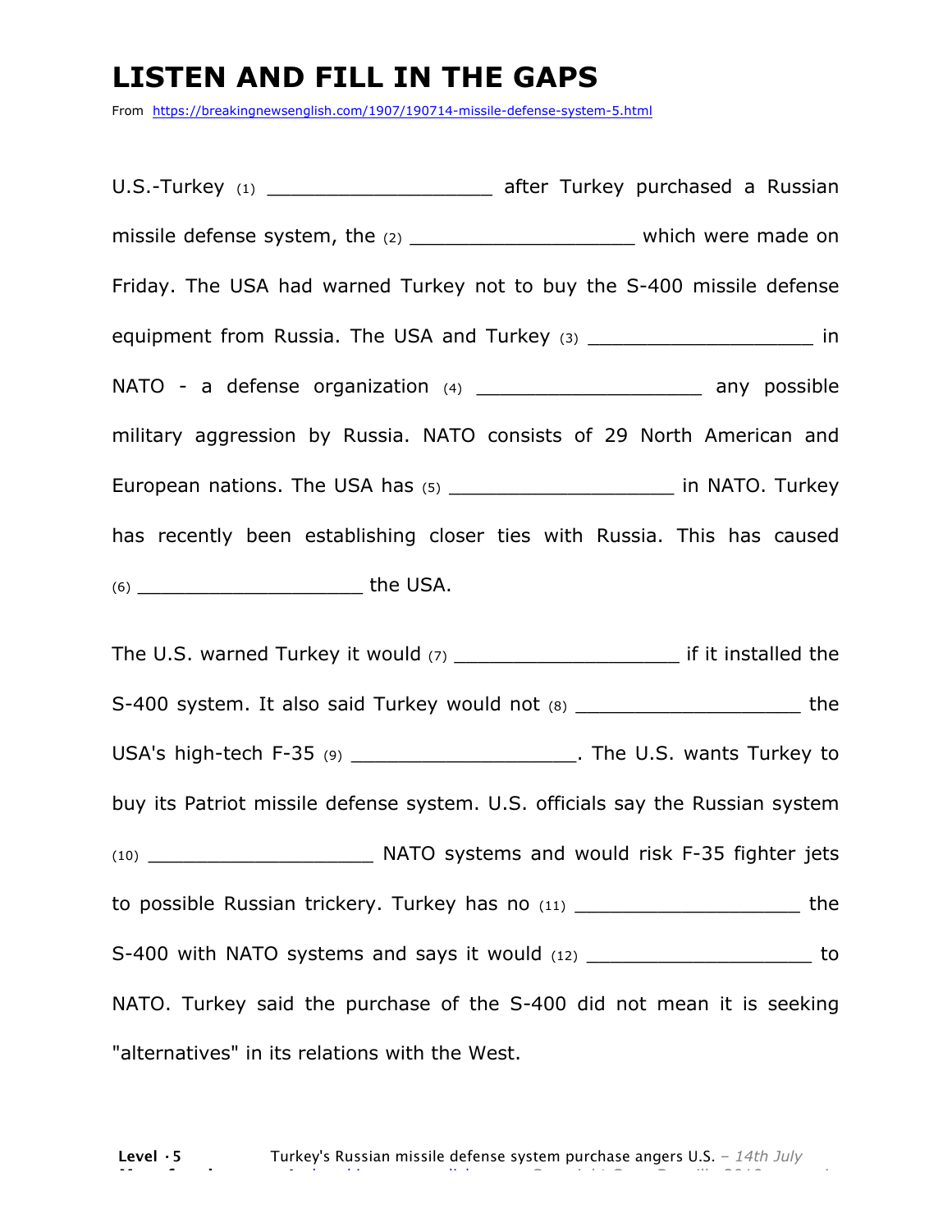# LISTEN AND FILL IN THE GAPS

From https://breakingnewsenglish.com/1907/190714-missile-defense-system-5.html

U.S.-Turkey (1) ___________________ after Turkey purchased a Russian missile defense system, the (2) ___________________ which were made on Friday. The USA had warned Turkey not to buy the S-400 missile defense equipment from Russia. The USA and Turkey (3) ___________________ in NATO - a defense organization (4) ___________________ any possible military aggression by Russia. NATO consists of 29 North American and European nations. The USA has (5) ___________________ in NATO. Turkey has recently been establishing closer ties with Russia. This has caused (6) ___________________ the USA.

The U.S. warned Turkey it would (7) ___________________ if it installed the S-400 system. It also said Turkey would not (8) ___________________ the USA's high-tech F-35 (9) ___________________. The U.S. wants Turkey to buy its Patriot missile defense system. U.S. officials say the Russian system (10) ___________________ NATO systems and would risk F-35 fighter jets to possible Russian trickery. Turkey has no (11) ___________________ the S-400 with NATO systems and says it would (12) ___________________ to NATO. Turkey said the purchase of the S-400 did not mean it is seeking "alternatives" in its relations with the West.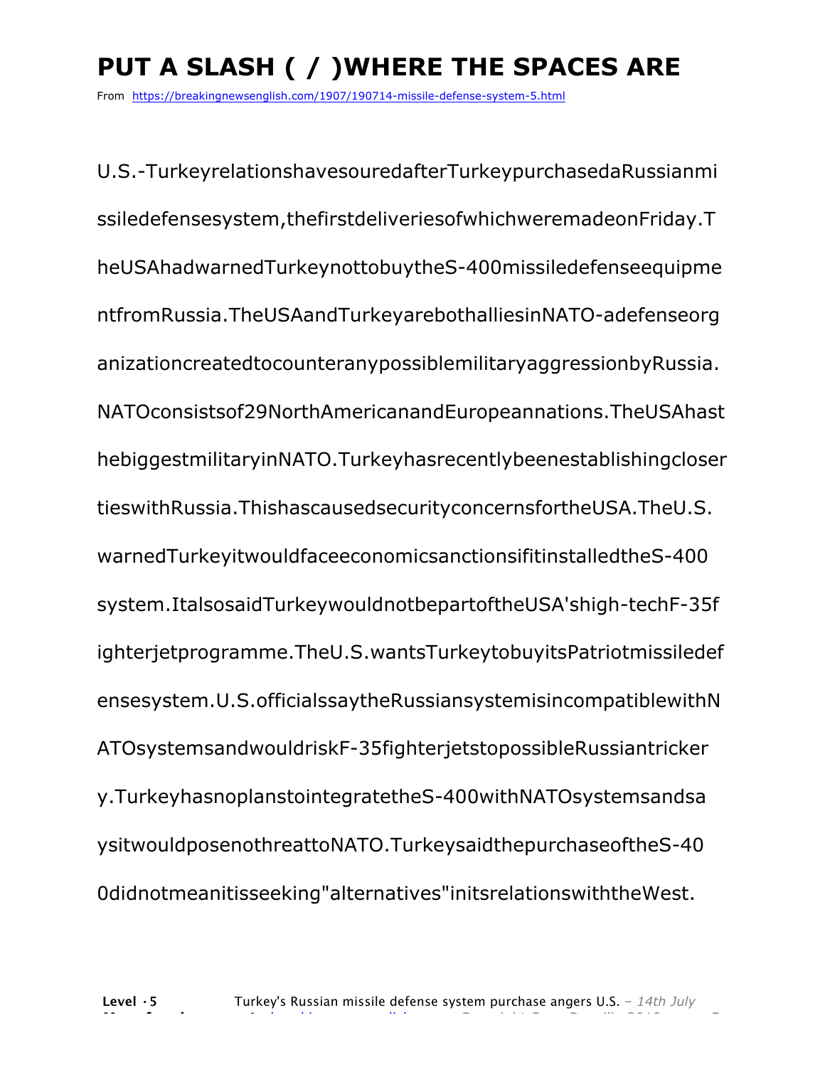# PUT A SLASH ( / )WHERE THE SPACES ARE

From https://breakingnewsenglish.com/1907/190714-missile-defense-system-5.html

U.S.-TurkeyrelationshavesouredafterTurkeypurchasedaRussianmi

ssiledefensesystem,thefirstdeliveriesofwhichweremadeonFriday.T

heUSAhadwarnedTurkeynottobuytheS-400missiledefenseequipme

ntfromRussia.TheUSAandTurkeyarebothalliesinNATO-adefenseorg

anizationcreatedtocounteranypossiblemilitaryaggressionbyRussia.

NATOconsistsof29NorthAmericanandEuropeannations.TheUSAhast

hebiggestmilitaryinNATO.Turkeyhasrecentlybeenestablishingcloser

tieswithRussia.ThishascausedsecurityconcernsfortheUSA.TheU.S.

warnedTurkeyitwouldfaceeconomicsanctionsifitinstalledtheS-400

system.ItalsosaidTurkeywouldnotbepartoftheUSA'shigh-techF-35f

ighterjetprogramme.TheU.S.wantsTurkeytobuyitsPatriotmissiledef

ensesystem.U.S.officialssaytheRussiansystemisincompatiblewithN

ATOsystemsandwouldriskF-35fighterjetstopossibleRussiantricker

y.TurkeyhasnoplanstointegratetheS-400withNATOsystemsandsa

ysitwouldposenothreattoNATO.TurkeysaidthepurchaseoftheS-40

0didnotmeanitisseeking"alternatives"initsrelationswiththeWest.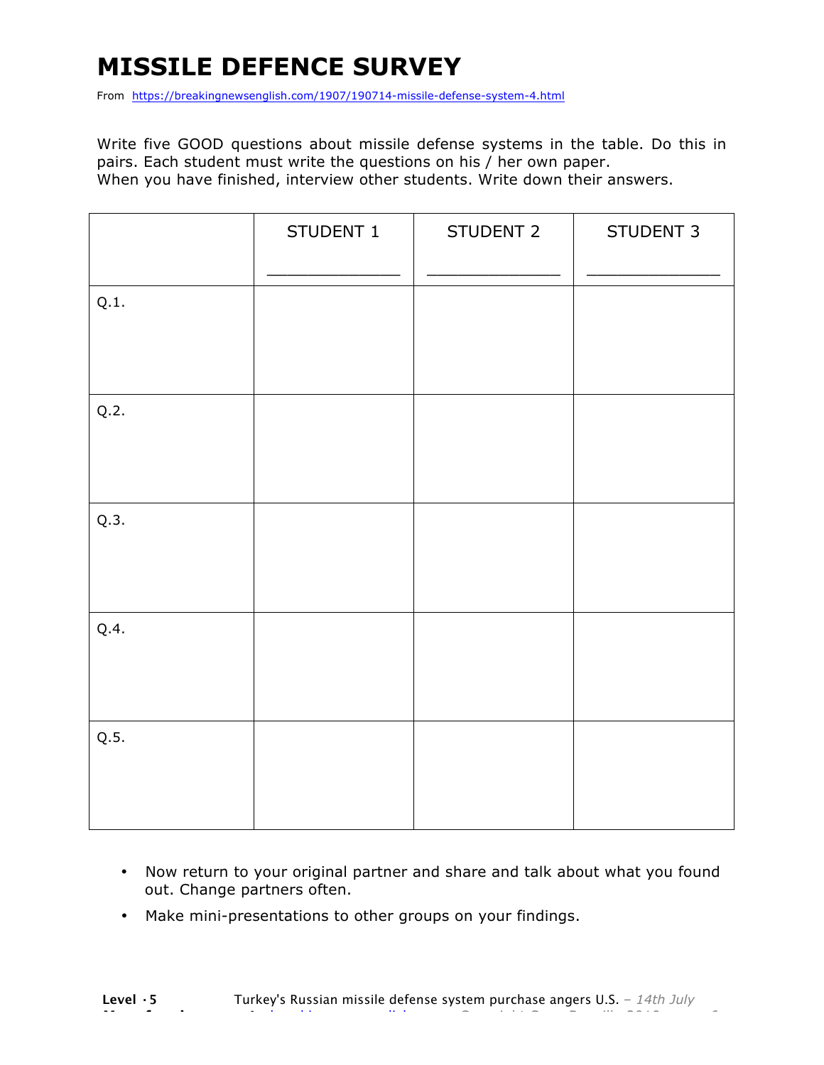# MISSILE DEFENCE SURVEY

From https://breakingnewsenglish.com/1907/190714-missile-defense-system-4.html

Write five GOOD questions about missile defense systems in the table. Do this in pairs. Each student must write the questions on his / her own paper.
When you have finished, interview other students. Write down their answers.

| | STUDENT 1<br>_______________ | STUDENT 2<br>_______________ | STUDENT 3<br>_______________ |
|---|---|---|---|
| Q.1. | | | |
| Q.2. | | | |
| Q.3. | | | |
| Q.4. | | | |
| Q.5. | | | |

- Now return to your original partner and share and talk about what you found out. Change partners often.
- Make mini-presentations to other groups on your findings.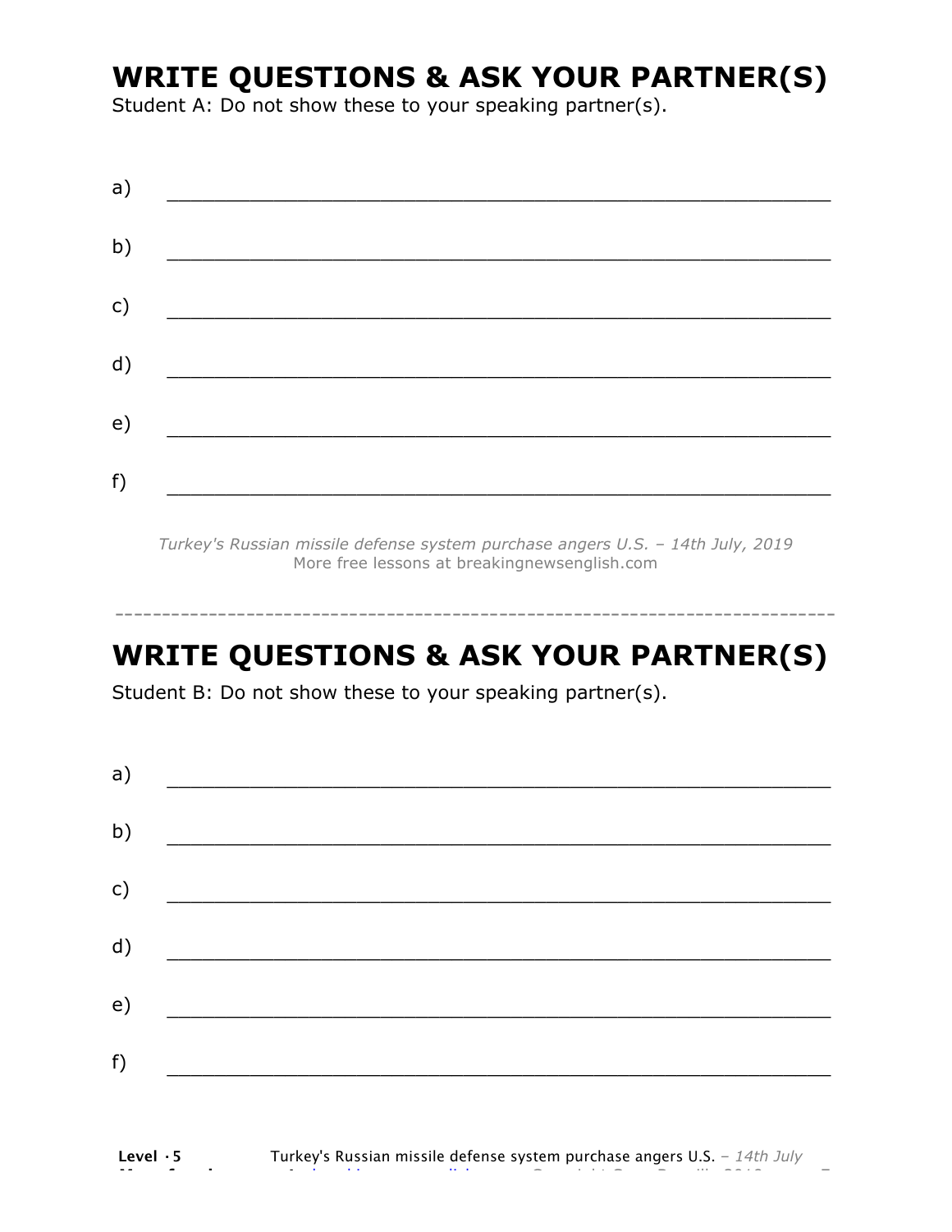# WRITE QUESTIONS & ASK YOUR PARTNER(S)

Student A: Do not show these to your speaking partner(s).

a) ___________________________________________________________

b) ___________________________________________________________

c) ___________________________________________________________

d) ___________________________________________________________

e) ___________________________________________________________

f) ___________________________________________________________

*Turkey's Russian missile defense system purchase angers U.S. – 14th July, 2019*
More free lessons at breakingnewsenglish.com

---

# WRITE QUESTIONS & ASK YOUR PARTNER(S)

Student B: Do not show these to your speaking partner(s).

a) ___________________________________________________________

b) ___________________________________________________________

c) ___________________________________________________________

d) ___________________________________________________________

e) ___________________________________________________________

f) ___________________________________________________________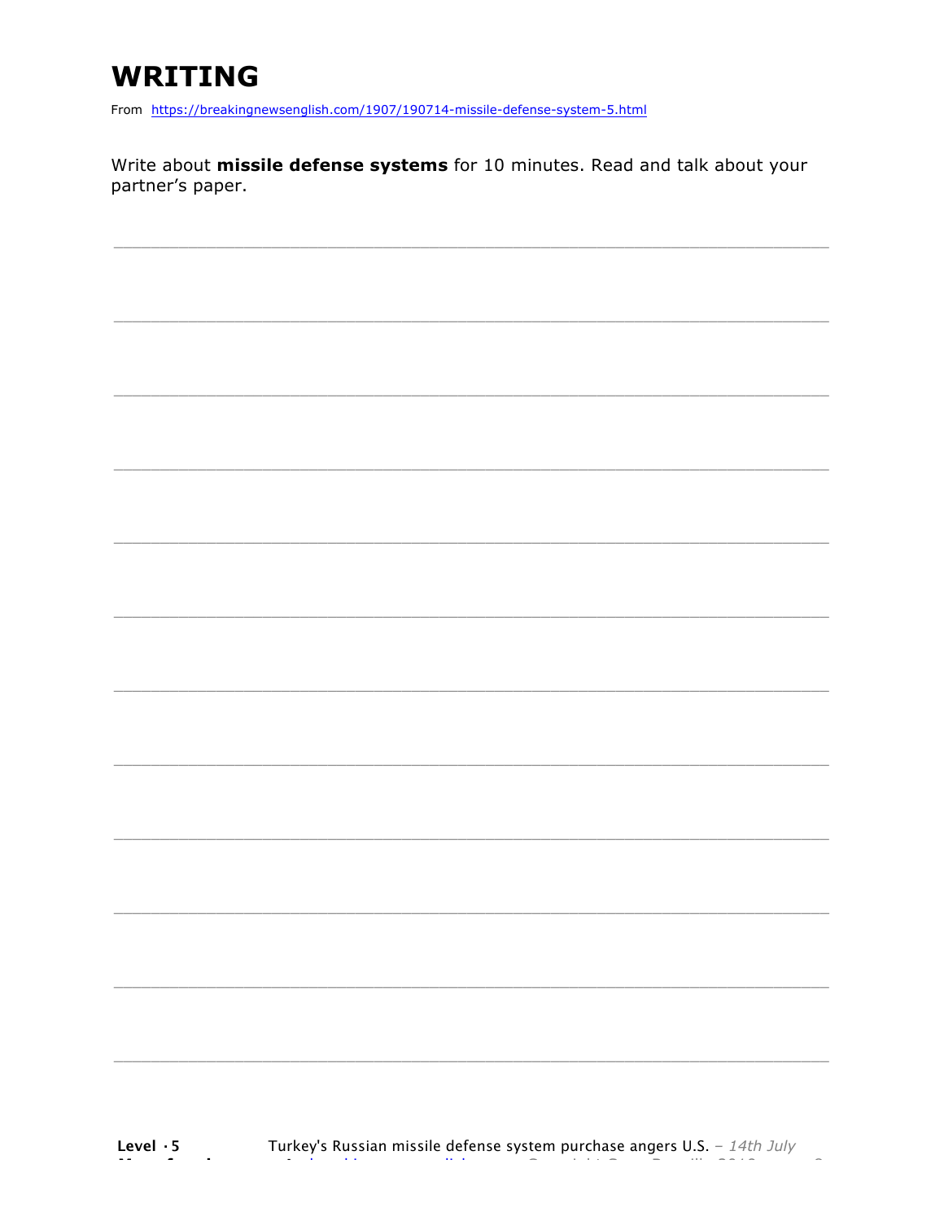# WRITING

From https://breakingnewsenglish.com/1907/190714-missile-defense-system-5.html

Write about **missile defense systems** for 10 minutes. Read and talk about your partner's paper.